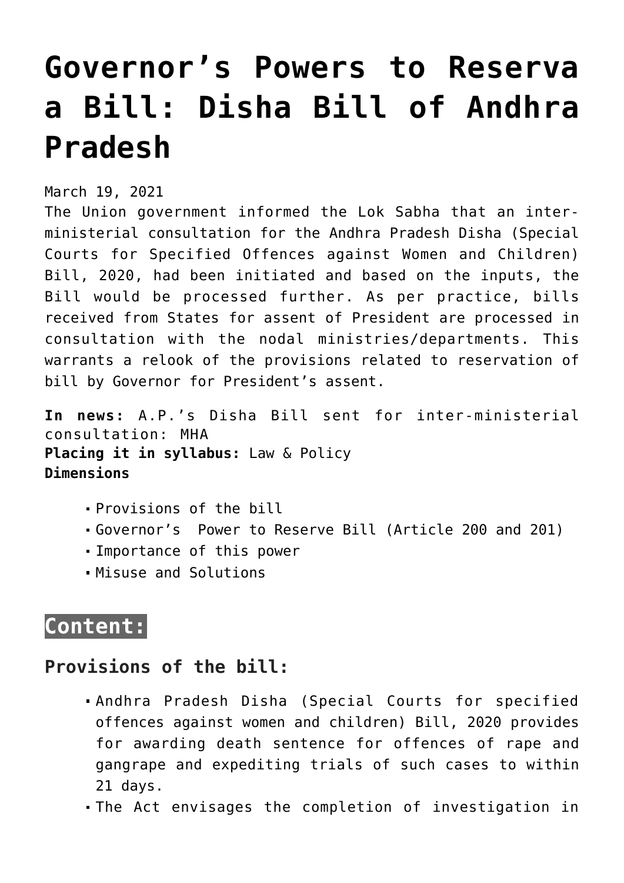# Governor's Powers to Reserva a Bill: Disha Bill of Andhra Pradesh

March 19, 2021

The Union government informed the Lok Sabha that an inter-ministerial consultation for the Andhra Pradesh Disha (Special Courts for Specified Offences against Women and Children) Bill, 2020, had been initiated and based on the inputs, the Bill would be processed further. As per practice, bills received from States for assent of President are processed in consultation with the nodal ministries/departments. This warrants a relook of the provisions related to reservation of bill by Governor for President's assent.

**In news:** A.P.'s Disha Bill sent for inter-ministerial consultation: MHA
**Placing it in syllabus:** Law & Policy
**Dimensions**

- Provisions of the bill
- Governor's Power to Reserve Bill (Article 200 and 201)
- Importance of this power
- Misuse and Solutions

## Content:

### Provisions of the bill:

- Andhra Pradesh Disha (Special Courts for specified offences against women and children) Bill, 2020 provides for awarding death sentence for offences of rape and gangrape and expediting trials of such cases to within 21 days.
- The Act envisages the completion of investigation in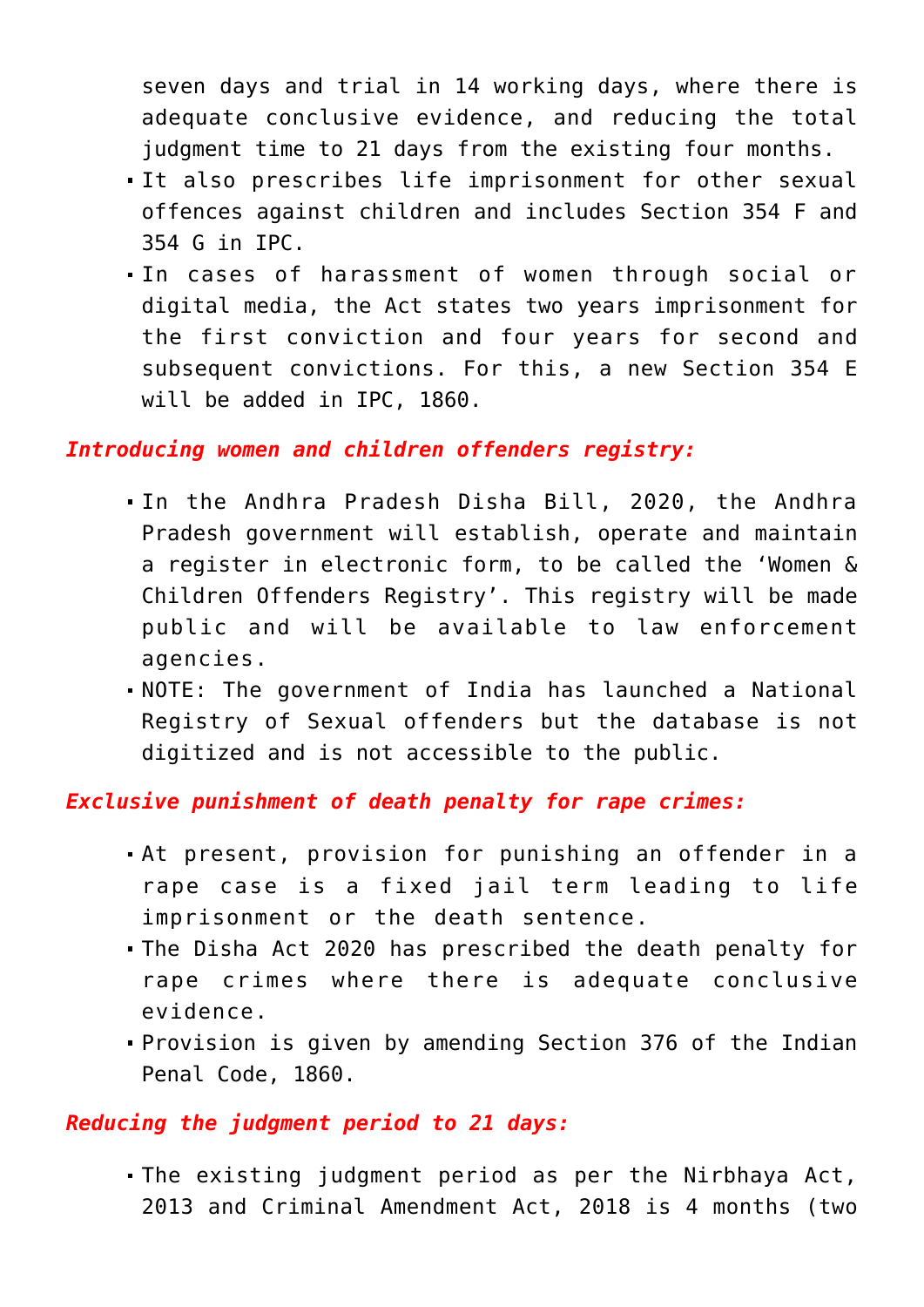seven days and trial in 14 working days, where there is adequate conclusive evidence, and reducing the total judgment time to 21 days from the existing four months.
- It also prescribes life imprisonment for other sexual offences against children and includes Section 354 F and 354 G in IPC.
- In cases of harassment of women through social or digital media, the Act states two years imprisonment for the first conviction and four years for second and subsequent convictions. For this, a new Section 354 E will be added in IPC, 1860.

***Introducing women and children offenders registry:***

- In the Andhra Pradesh Disha Bill, 2020, the Andhra Pradesh government will establish, operate and maintain a register in electronic form, to be called the 'Women & Children Offenders Registry'. This registry will be made public and will be available to law enforcement agencies.
- NOTE: The government of India has launched a National Registry of Sexual offenders but the database is not digitized and is not accessible to the public.

***Exclusive punishment of death penalty for rape crimes:***

- At present, provision for punishing an offender in a rape case is a fixed jail term leading to life imprisonment or the death sentence.
- The Disha Act 2020 has prescribed the death penalty for rape crimes where there is adequate conclusive evidence.
- Provision is given by amending Section 376 of the Indian Penal Code, 1860.

***Reducing the judgment period to 21 days:***

- The existing judgment period as per the Nirbhaya Act, 2013 and Criminal Amendment Act, 2018 is 4 months (two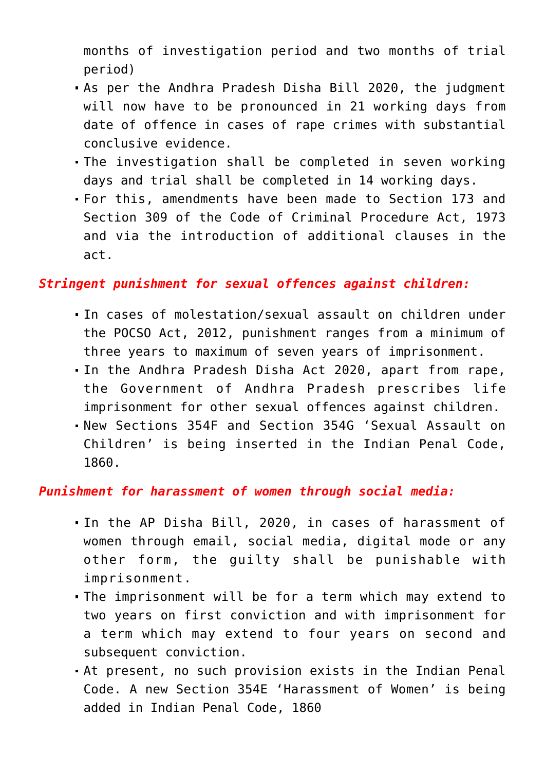months of investigation period and two months of trial period)

- As per the Andhra Pradesh Disha Bill 2020, the judgment will now have to be pronounced in 21 working days from date of offence in cases of rape crimes with substantial conclusive evidence.
- The investigation shall be completed in seven working days and trial shall be completed in 14 working days.
- For this, amendments have been made to Section 173 and Section 309 of the Code of Criminal Procedure Act, 1973 and via the introduction of additional clauses in the act.

***Stringent punishment for sexual offences against children:***

- In cases of molestation/sexual assault on children under the POCSO Act, 2012, punishment ranges from a minimum of three years to maximum of seven years of imprisonment.
- In the Andhra Pradesh Disha Act 2020, apart from rape, the Government of Andhra Pradesh prescribes life imprisonment for other sexual offences against children.
- New Sections 354F and Section 354G 'Sexual Assault on Children' is being inserted in the Indian Penal Code, 1860.

***Punishment for harassment of women through social media:***

- In the AP Disha Bill, 2020, in cases of harassment of women through email, social media, digital mode or any other form, the guilty shall be punishable with imprisonment.
- The imprisonment will be for a term which may extend to two years on first conviction and with imprisonment for a term which may extend to four years on second and subsequent conviction.
- At present, no such provision exists in the Indian Penal Code. A new Section 354E 'Harassment of Women' is being added in Indian Penal Code, 1860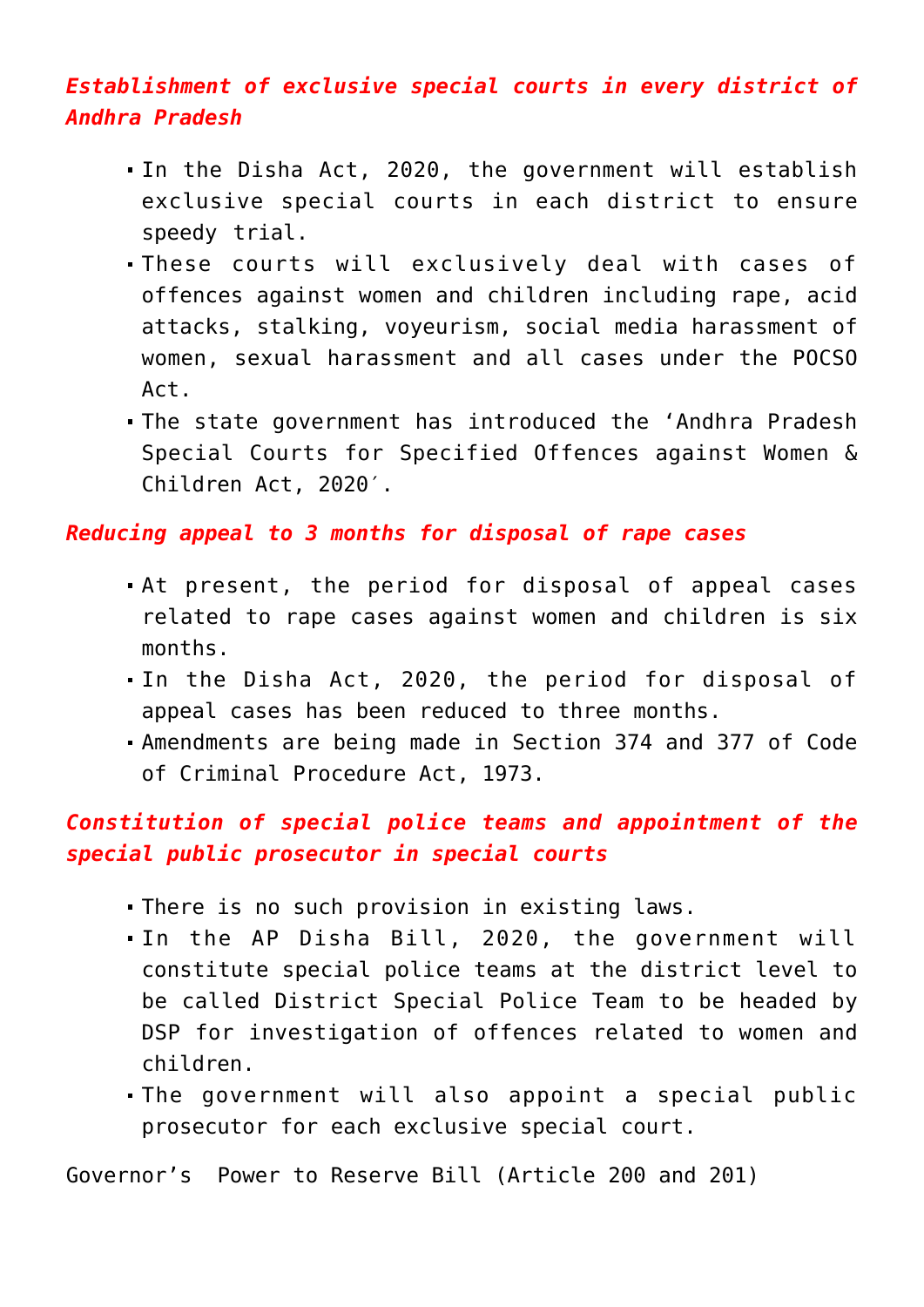***Establishment of exclusive special courts in every district of Andhra Pradesh***

- In the Disha Act, 2020, the government will establish exclusive special courts in each district to ensure speedy trial.
- These courts will exclusively deal with cases of offences against women and children including rape, acid attacks, stalking, voyeurism, social media harassment of women, sexual harassment and all cases under the POCSO Act.
- The state government has introduced the 'Andhra Pradesh Special Courts for Specified Offences against Women & Children Act, 2020′.

***Reducing appeal to 3 months for disposal of rape cases***

- At present, the period for disposal of appeal cases related to rape cases against women and children is six months.
- In the Disha Act, 2020, the period for disposal of appeal cases has been reduced to three months.
- Amendments are being made in Section 374 and 377 of Code of Criminal Procedure Act, 1973.

***Constitution of special police teams and appointment of the special public prosecutor in special courts***

- There is no such provision in existing laws.
- In the AP Disha Bill, 2020, the government will constitute special police teams at the district level to be called District Special Police Team to be headed by DSP for investigation of offences related to women and children.
- The government will also appoint a special public prosecutor for each exclusive special court.

Governor's Power to Reserve Bill (Article 200 and 201)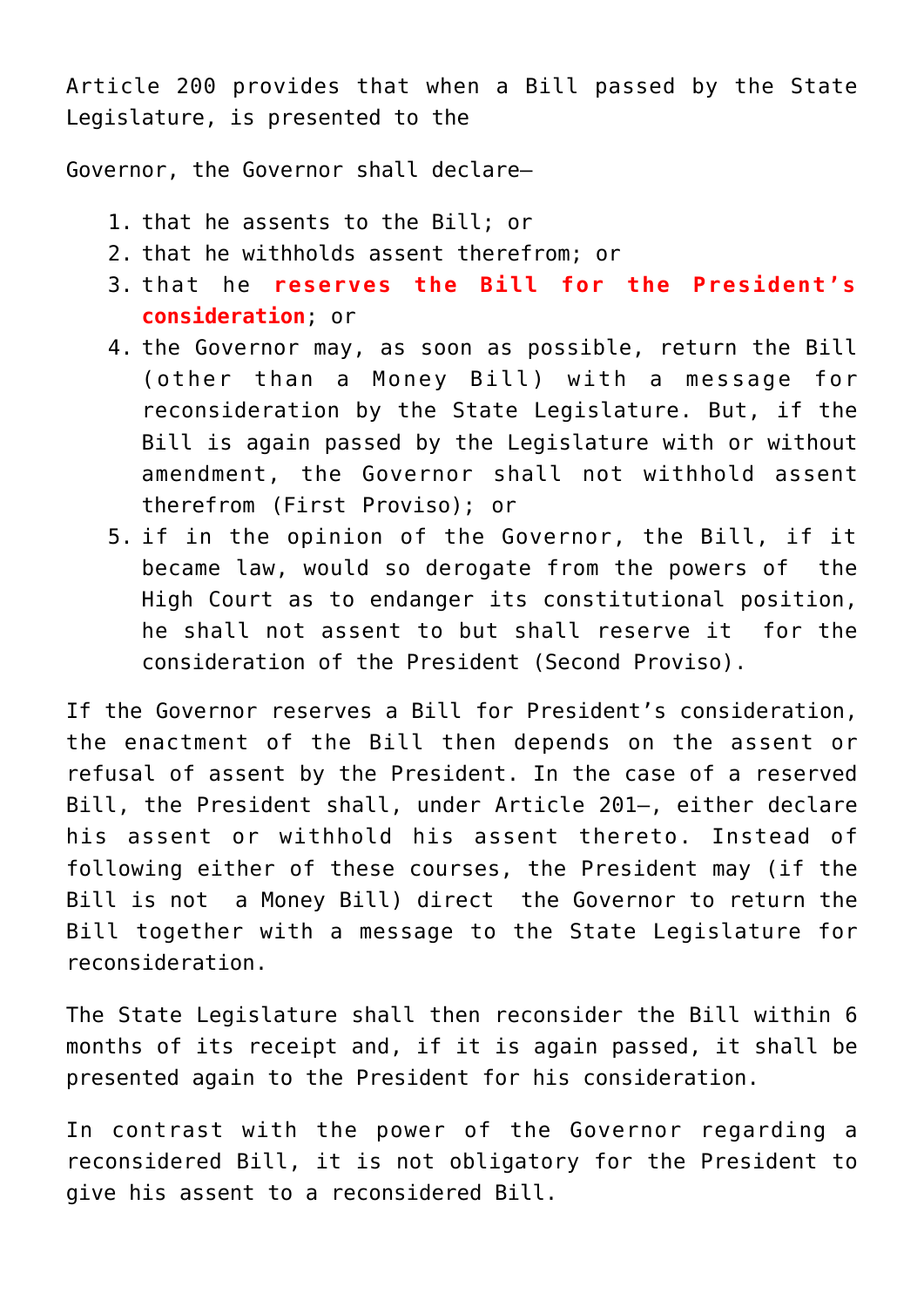Article 200 provides that when a Bill passed by the State Legislature, is presented to the

Governor, the Governor shall declare—

1. that he assents to the Bill; or
2. that he withholds assent therefrom; or
3. that he **reserves the Bill for the President's consideration**; or
4. the Governor may, as soon as possible, return the Bill (other than a Money Bill) with a message for reconsideration by the State Legislature. But, if the Bill is again passed by the Legislature with or without amendment, the Governor shall not withhold assent therefrom (First Proviso); or
5. if in the opinion of the Governor, the Bill, if it became law, would so derogate from the powers of the High Court as to endanger its constitutional position, he shall not assent to but shall reserve it for the consideration of the President (Second Proviso).

If the Governor reserves a Bill for President's consideration, the enactment of the Bill then depends on the assent or refusal of assent by the President. In the case of a reserved Bill, the President shall, under Article 201—, either declare his assent or withhold his assent thereto. Instead of following either of these courses, the President may (if the Bill is not a Money Bill) direct the Governor to return the Bill together with a message to the State Legislature for reconsideration.

The State Legislature shall then reconsider the Bill within 6 months of its receipt and, if it is again passed, it shall be presented again to the President for his consideration.

In contrast with the power of the Governor regarding a reconsidered Bill, it is not obligatory for the President to give his assent to a reconsidered Bill.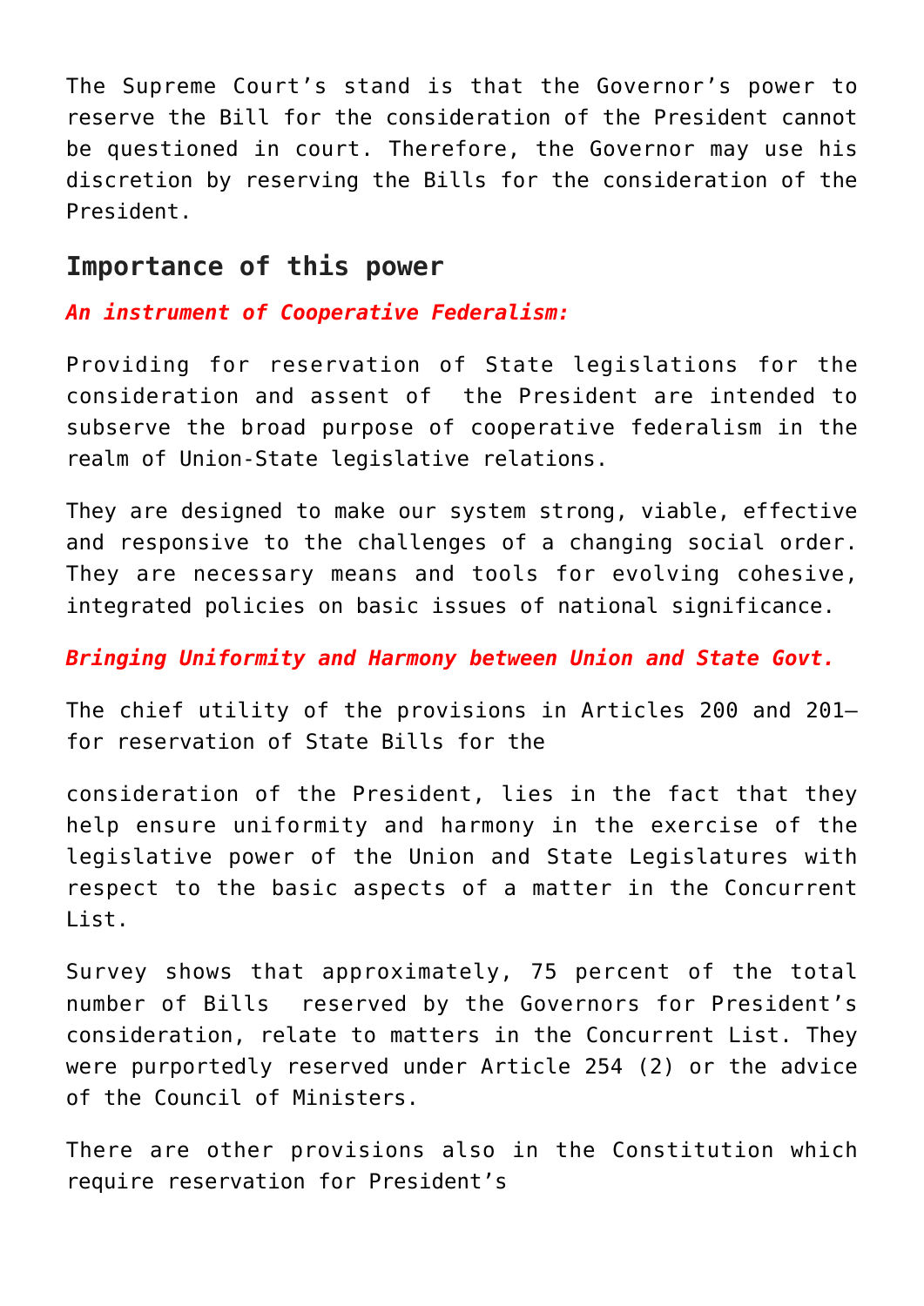The Supreme Court's stand is that the Governor's power to reserve the Bill for the consideration of the President cannot be questioned in court. Therefore, the Governor may use his discretion by reserving the Bills for the consideration of the President.

## Importance of this power

***An instrument of Cooperative Federalism:***

Providing for reservation of State legislations for the consideration and assent of the President are intended to subserve the broad purpose of cooperative federalism in the realm of Union-State legislative relations.

They are designed to make our system strong, viable, effective and responsive to the challenges of a changing social order. They are necessary means and tools for evolving cohesive, integrated policies on basic issues of national significance.

***Bringing Uniformity and Harmony between Union and State Govt.***

The chief utility of the provisions in Articles 200 and 201—for reservation of State Bills for the consideration of the President, lies in the fact that they help ensure uniformity and harmony in the exercise of the legislative power of the Union and State Legislatures with respect to the basic aspects of a matter in the Concurrent List.

Survey shows that approximately, 75 percent of the total number of Bills reserved by the Governors for President's consideration, relate to matters in the Concurrent List. They were purportedly reserved under Article 254 (2) or the advice of the Council of Ministers.

There are other provisions also in the Constitution which require reservation for President's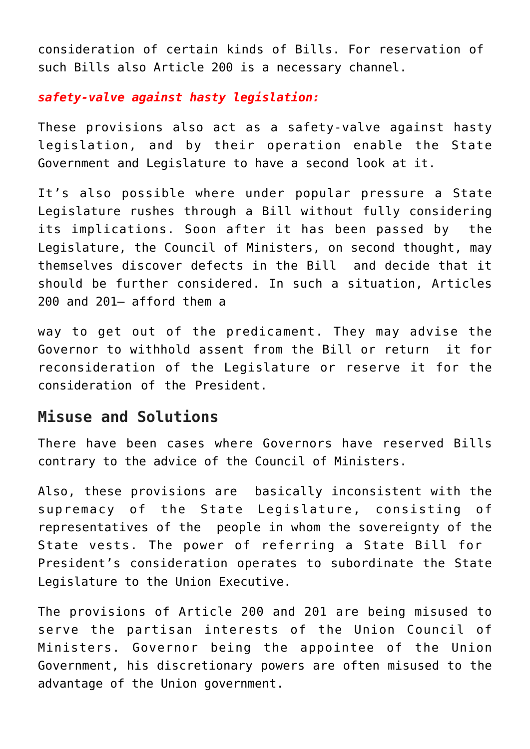consideration of certain kinds of Bills. For reservation of such Bills also Article 200 is a necessary channel.

***safety-valve against hasty legislation:***

These provisions also act as a safety-valve against hasty legislation, and by their operation enable the State Government and Legislature to have a second look at it.

It's also possible where under popular pressure a State Legislature rushes through a Bill without fully considering its implications. Soon after it has been passed by the Legislature, the Council of Ministers, on second thought, may themselves discover defects in the Bill and decide that it should be further considered. In such a situation, Articles 200 and 201– afford them a

way to get out of the predicament. They may advise the Governor to withhold assent from the Bill or return it for reconsideration of the Legislature or reserve it for the consideration of the President.

## Misuse and Solutions

There have been cases where Governors have reserved Bills contrary to the advice of the Council of Ministers.

Also, these provisions are basically inconsistent with the supremacy of the State Legislature, consisting of representatives of the people in whom the sovereignty of the State vests. The power of referring a State Bill for President's consideration operates to subordinate the State Legislature to the Union Executive.

The provisions of Article 200 and 201 are being misused to serve the partisan interests of the Union Council of Ministers. Governor being the appointee of the Union Government, his discretionary powers are often misused to the advantage of the Union government.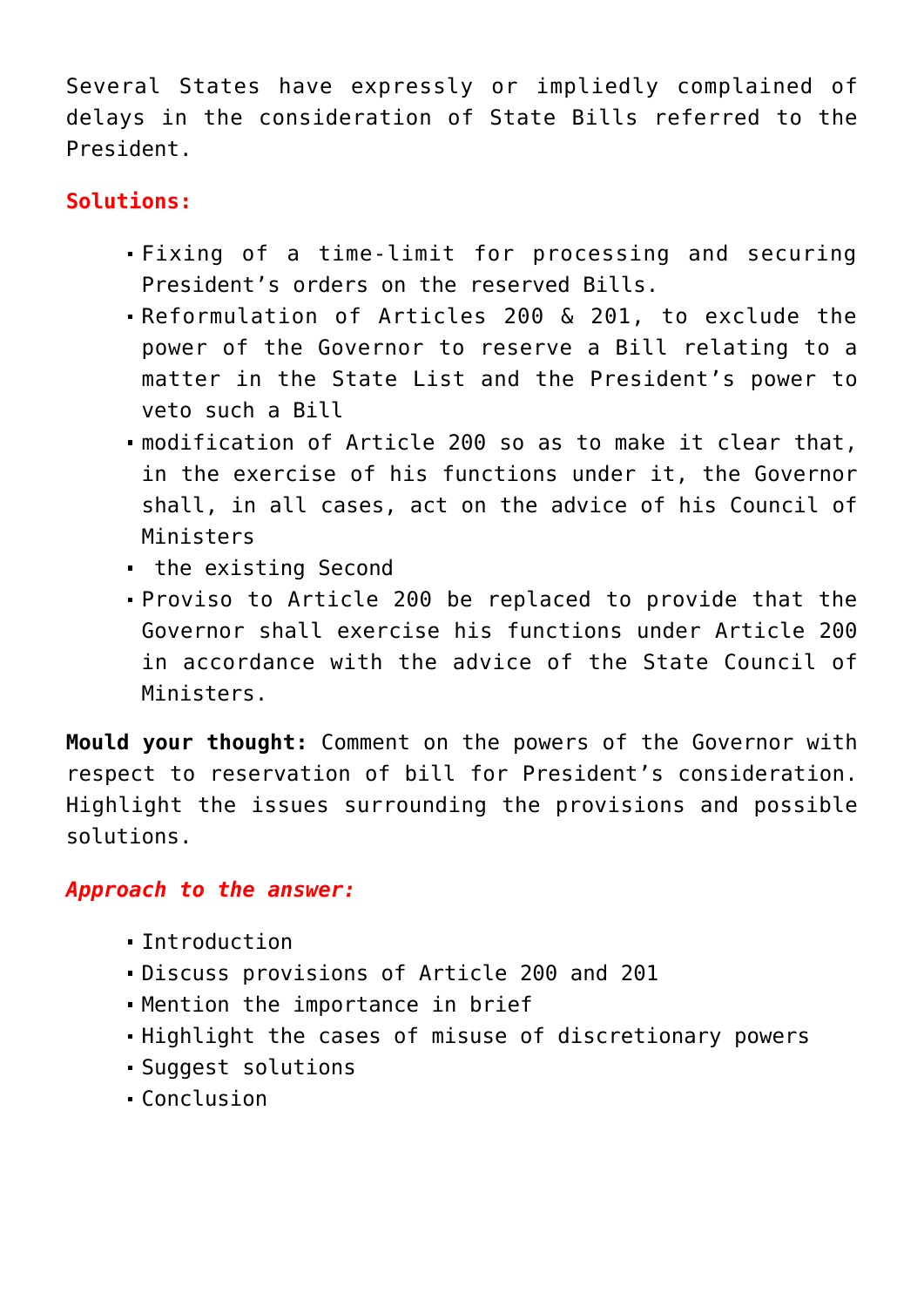Several States have expressly or impliedly complained of delays in the consideration of State Bills referred to the President.

**Solutions:**

- Fixing of a time-limit for processing and securing President's orders on the reserved Bills.
- Reformulation of Articles 200 & 201, to exclude the power of the Governor to reserve a Bill relating to a matter in the State List and the President's power to veto such a Bill
- modification of Article 200 so as to make it clear that, in the exercise of his functions under it, the Governor shall, in all cases, act on the advice of his Council of Ministers
- the existing Second
- Proviso to Article 200 be replaced to provide that the Governor shall exercise his functions under Article 200 in accordance with the advice of the State Council of Ministers.

**Mould your thought:** Comment on the powers of the Governor with respect to reservation of bill for President's consideration. Highlight the issues surrounding the provisions and possible solutions.

***Approach to the answer:***

- Introduction
- Discuss provisions of Article 200 and 201
- Mention the importance in brief
- Highlight the cases of misuse of discretionary powers
- Suggest solutions
- Conclusion